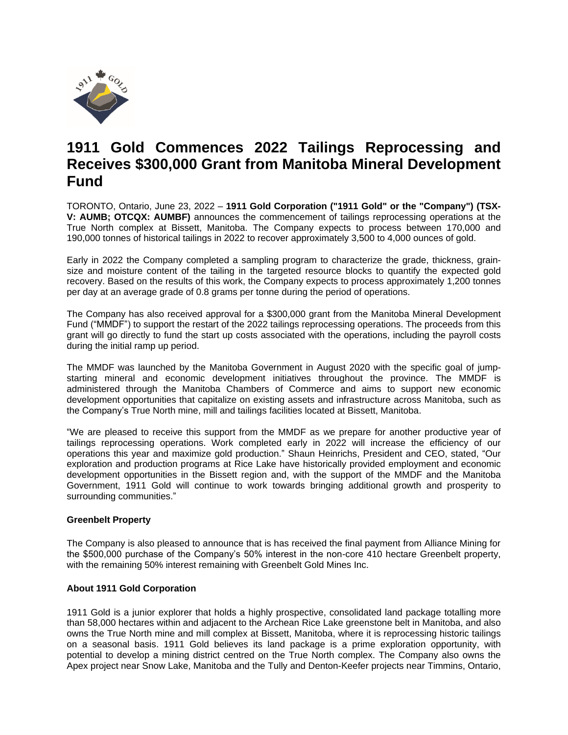# 1911 Gold Commences 2022 Tailings Reprocessing and Receives $300,000 Grant from Manitoba Mineral Development Fund

TORONTO, Ontario, June 23, 2022 – **1911 Gold Corporation ("1911 Gold" or the "Company") (TSX-V: AUMB; OTCQX: AUMBF)** announces the commencement of tailings reprocessing operations at the True North complex at Bissett, Manitoba. The Company expects to process between 170,000 and 190,000 tonnes of historical tailings in 2022 to recover approximately 3,500 to 4,000 ounces of gold.

Early in 2022 the Company completed a sampling program to characterize the grade, thickness, grain-size and moisture content of the tailing in the targeted resource blocks to quantify the expected gold recovery. Based on the results of this work, the Company expects to process approximately 1,200 tonnes per day at an average grade of 0.8 grams per tonne during the period of operations.

The Company has also received approval for a $300,000 grant from the Manitoba Mineral Development Fund ("MMDF") to support the restart of the 2022 tailings reprocessing operations. The proceeds from this grant will go directly to fund the start up costs associated with the operations, including the payroll costs during the initial ramp up period.

The MMDF was launched by the Manitoba Government in August 2020 with the specific goal of jump-starting mineral and economic development initiatives throughout the province. The MMDF is administered through the Manitoba Chambers of Commerce and aims to support new economic development opportunities that capitalize on existing assets and infrastructure across Manitoba, such as the Company's True North mine, mill and tailings facilities located at Bissett, Manitoba.

"We are pleased to receive this support from the MMDF as we prepare for another productive year of tailings reprocessing operations. Work completed early in 2022 will increase the efficiency of our operations this year and maximize gold production." Shaun Heinrichs, President and CEO, stated, "Our exploration and production programs at Rice Lake have historically provided employment and economic development opportunities in the Bissett region and, with the support of the MMDF and the Manitoba Government, 1911 Gold will continue to work towards bringing additional growth and prosperity to surrounding communities."

**Greenbelt Property**

The Company is also pleased to announce that is has received the final payment from Alliance Mining for the $500,000 purchase of the Company's 50% interest in the non-core 410 hectare Greenbelt property, with the remaining 50% interest remaining with Greenbelt Gold Mines Inc.

**About 1911 Gold Corporation**

1911 Gold is a junior explorer that holds a highly prospective, consolidated land package totalling more than 58,000 hectares within and adjacent to the Archean Rice Lake greenstone belt in Manitoba, and also owns the True North mine and mill complex at Bissett, Manitoba, where it is reprocessing historic tailings on a seasonal basis. 1911 Gold believes its land package is a prime exploration opportunity, with potential to develop a mining district centred on the True North complex. The Company also owns the Apex project near Snow Lake, Manitoba and the Tully and Denton-Keefer projects near Timmins, Ontario,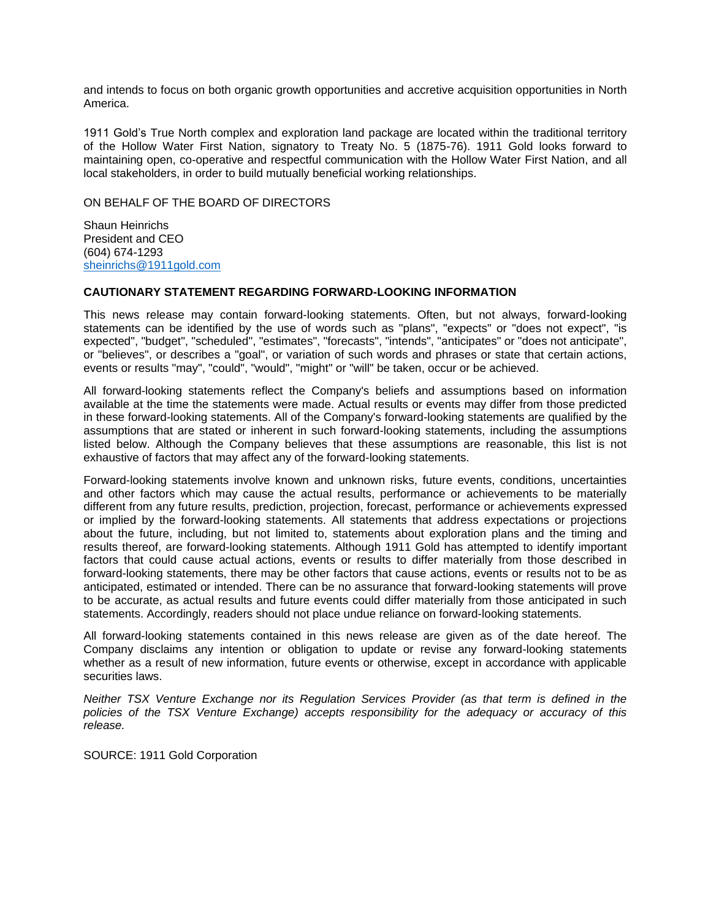and intends to focus on both organic growth opportunities and accretive acquisition opportunities in North America.

1911 Gold's True North complex and exploration land package are located within the traditional territory of the Hollow Water First Nation, signatory to Treaty No. 5 (1875-76). 1911 Gold looks forward to maintaining open, co-operative and respectful communication with the Hollow Water First Nation, and all local stakeholders, in order to build mutually beneficial working relationships.

ON BEHALF OF THE BOARD OF DIRECTORS

Shaun Heinrichs
President and CEO
(604) 674-1293
sheinrichs@1911gold.com

**CAUTIONARY STATEMENT REGARDING FORWARD-LOOKING INFORMATION**

This news release may contain forward-looking statements. Often, but not always, forward-looking statements can be identified by the use of words such as "plans", "expects" or "does not expect", "is expected", "budget", "scheduled", "estimates", "forecasts", "intends", "anticipates" or "does not anticipate", or "believes", or describes a "goal", or variation of such words and phrases or state that certain actions, events or results "may", "could", "would", "might" or "will" be taken, occur or be achieved.

All forward-looking statements reflect the Company's beliefs and assumptions based on information available at the time the statements were made. Actual results or events may differ from those predicted in these forward-looking statements. All of the Company's forward-looking statements are qualified by the assumptions that are stated or inherent in such forward-looking statements, including the assumptions listed below. Although the Company believes that these assumptions are reasonable, this list is not exhaustive of factors that may affect any of the forward-looking statements.

Forward-looking statements involve known and unknown risks, future events, conditions, uncertainties and other factors which may cause the actual results, performance or achievements to be materially different from any future results, prediction, projection, forecast, performance or achievements expressed or implied by the forward-looking statements. All statements that address expectations or projections about the future, including, but not limited to, statements about exploration plans and the timing and results thereof, are forward-looking statements. Although 1911 Gold has attempted to identify important factors that could cause actual actions, events or results to differ materially from those described in forward-looking statements, there may be other factors that cause actions, events or results not to be as anticipated, estimated or intended. There can be no assurance that forward-looking statements will prove to be accurate, as actual results and future events could differ materially from those anticipated in such statements. Accordingly, readers should not place undue reliance on forward-looking statements.

All forward-looking statements contained in this news release are given as of the date hereof. The Company disclaims any intention or obligation to update or revise any forward-looking statements whether as a result of new information, future events or otherwise, except in accordance with applicable securities laws.

*Neither TSX Venture Exchange nor its Regulation Services Provider (as that term is defined in the policies of the TSX Venture Exchange) accepts responsibility for the adequacy or accuracy of this release.*

SOURCE: 1911 Gold Corporation